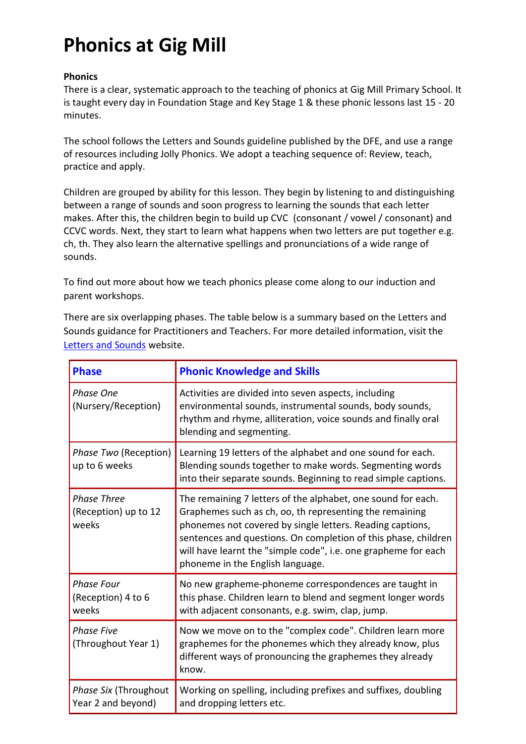# Phonics at Gig Mill

**Phonics**

There is a clear, systematic approach to the teaching of phonics at Gig Mill Primary School. It is taught every day in Foundation Stage and Key Stage 1 & these phonic lessons last 15 - 20 minutes.

The school follows the Letters and Sounds guideline published by the DFE, and use a range of resources including Jolly Phonics. We adopt a teaching sequence of: Review, teach, practice and apply.

Children are grouped by ability for this lesson. They begin by listening to and distinguishing between a range of sounds and soon progress to learning the sounds that each letter makes. After this, the children begin to build up CVC (consonant / vowel / consonant) and CCVC words. Next, they start to learn what happens when two letters are put together e.g. ch, th. They also learn the alternative spellings and pronunciations of a wide range of sounds.

To find out more about how we teach phonics please come along to our induction and parent workshops.

There are six overlapping phases. The table below is a summary based on the Letters and Sounds guidance for Practitioners and Teachers. For more detailed information, visit the Letters and Sounds website.

| Phase | Phonic Knowledge and Skills |
|---|---|
| *Phase One* (Nursery/Reception) | Activities are divided into seven aspects, including environmental sounds, instrumental sounds, body sounds, rhythm and rhyme, alliteration, voice sounds and finally oral blending and segmenting. |
| *Phase Two* (Reception) up to 6 weeks | Learning 19 letters of the alphabet and one sound for each. Blending sounds together to make words. Segmenting words into their separate sounds. Beginning to read simple captions. |
| *Phase Three* (Reception) up to 12 weeks | The remaining 7 letters of the alphabet, one sound for each. Graphemes such as ch, oo, th representing the remaining phonemes not covered by single letters. Reading captions, sentences and questions. On completion of this phase, children will have learnt the "simple code", i.e. one grapheme for each phoneme in the English language. |
| *Phase Four* (Reception) 4 to 6 weeks | No new grapheme-phoneme correspondences are taught in this phase. Children learn to blend and segment longer words with adjacent consonants, e.g. swim, clap, jump. |
| *Phase Five* (Throughout Year 1) | Now we move on to the "complex code". Children learn more graphemes for the phonemes which they already know, plus different ways of pronouncing the graphemes they already know. |
| *Phase Six* (Throughout Year 2 and beyond) | Working on spelling, including prefixes and suffixes, doubling and dropping letters etc. |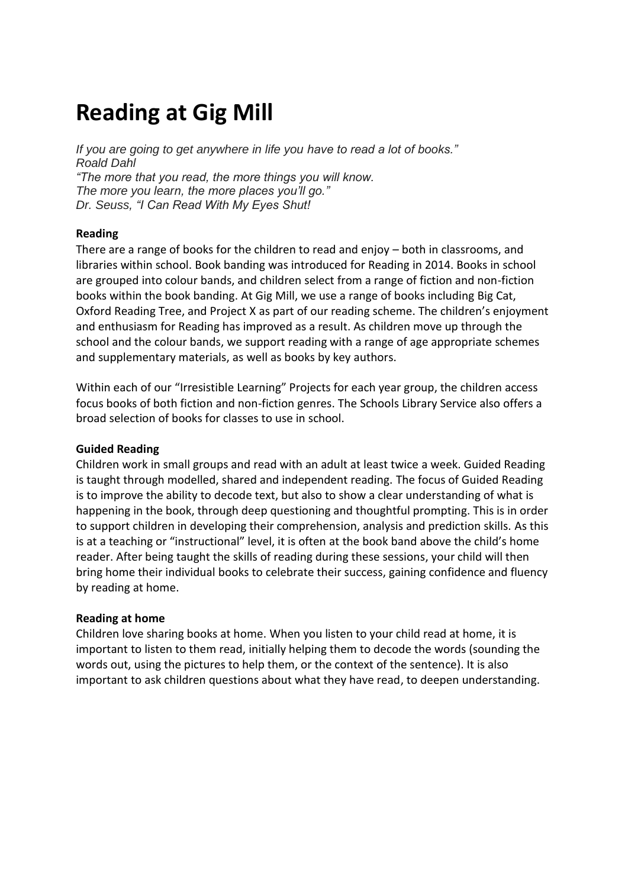# Reading at Gig Mill

*If you are going to get anywhere in life you have to read a lot of books."*
*Roald Dahl*
*"The more that you read, the more things you will know.*
*The more you learn, the more places you'll go."*
*Dr. Seuss, "I Can Read With My Eyes Shut!*

**Reading**

There are a range of books for the children to read and enjoy – both in classrooms, and libraries within school. Book banding was introduced for Reading in 2014. Books in school are grouped into colour bands, and children select from a range of fiction and non-fiction books within the book banding. At Gig Mill, we use a range of books including Big Cat, Oxford Reading Tree, and Project X as part of our reading scheme. The children's enjoyment and enthusiasm for Reading has improved as a result. As children move up through the school and the colour bands, we support reading with a range of age appropriate schemes and supplementary materials, as well as books by key authors.

Within each of our "Irresistible Learning" Projects for each year group, the children access focus books of both fiction and non-fiction genres. The Schools Library Service also offers a broad selection of books for classes to use in school.

**Guided Reading**

Children work in small groups and read with an adult at least twice a week. Guided Reading is taught through modelled, shared and independent reading. The focus of Guided Reading is to improve the ability to decode text, but also to show a clear understanding of what is happening in the book, through deep questioning and thoughtful prompting. This is in order to support children in developing their comprehension, analysis and prediction skills. As this is at a teaching or "instructional" level, it is often at the book band above the child's home reader. After being taught the skills of reading during these sessions, your child will then bring home their individual books to celebrate their success, gaining confidence and fluency by reading at home.

**Reading at home**

Children love sharing books at home. When you listen to your child read at home, it is important to listen to them read, initially helping them to decode the words (sounding the words out, using the pictures to help them, or the context of the sentence). It is also important to ask children questions about what they have read, to deepen understanding.